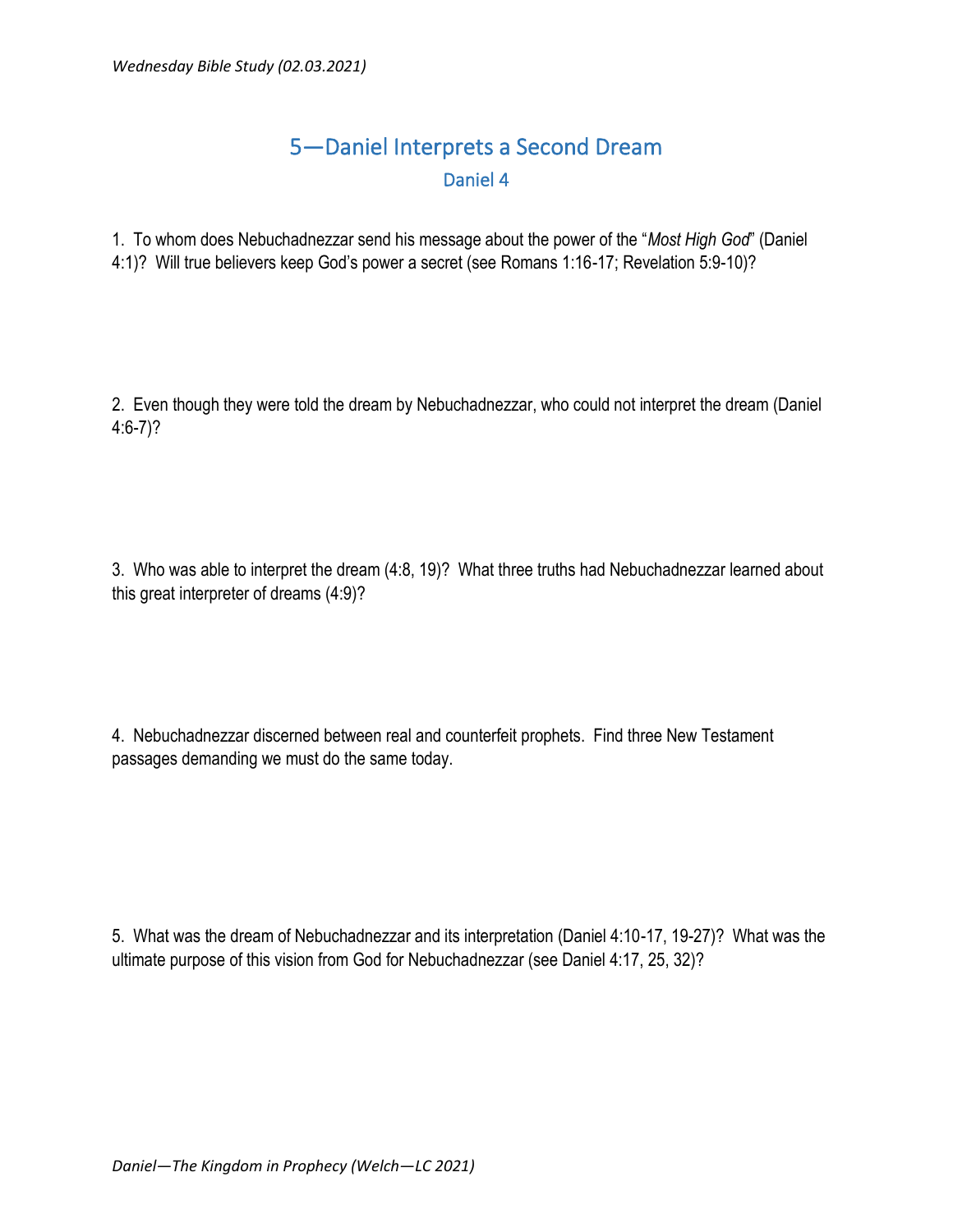# 5—Daniel Interprets a Second Dream

## Daniel 4

1. To whom does Nebuchadnezzar send his message about the power of the "*Most High God*" (Daniel 4:1)? Will true believers keep God's power a secret (see Romans 1:16-17; Revelation 5:9-10)?

2. Even though they were told the dream by Nebuchadnezzar, who could not interpret the dream (Daniel 4:6-7)?

3. Who was able to interpret the dream (4:8, 19)? What three truths had Nebuchadnezzar learned about this great interpreter of dreams (4:9)?

4. Nebuchadnezzar discerned between real and counterfeit prophets. Find three New Testament passages demanding we must do the same today.

5. What was the dream of Nebuchadnezzar and its interpretation (Daniel 4:10-17, 19-27)? What was the ultimate purpose of this vision from God for Nebuchadnezzar (see Daniel 4:17, 25, 32)?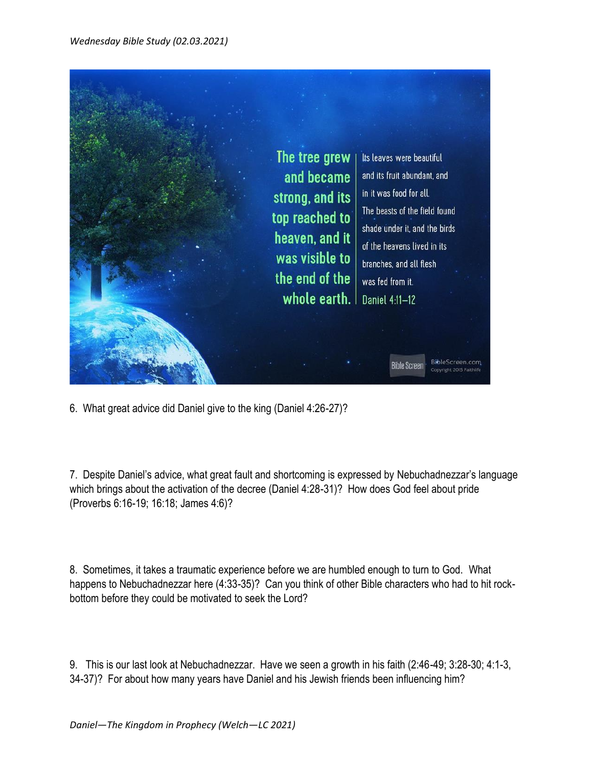The tree grew and became strong, and its top reached to heaven, and it was visible to the end of the whole earth.

Its leaves were beautiful and its fruit abundant, and in it was food for all. The beasts of the field found shade under it, and the birds of the heavens lived in its branches, and all flesh was fed from it. Daniel 4:11–12

6. What great advice did Daniel give to the king (Daniel 4:26-27)?

7. Despite Daniel's advice, what great fault and shortcoming is expressed by Nebuchadnezzar's language which brings about the activation of the decree (Daniel 4:28-31)? How does God feel about pride (Proverbs 6:16-19; 16:18; James 4:6)?

8. Sometimes, it takes a traumatic experience before we are humbled enough to turn to God. What happens to Nebuchadnezzar here (4:33-35)? Can you think of other Bible characters who had to hit rock-bottom before they could be motivated to seek the Lord?

9. This is our last look at Nebuchadnezzar. Have we seen a growth in his faith (2:46-49; 3:28-30; 4:1-3, 34-37)? For about how many years have Daniel and his Jewish friends been influencing him?